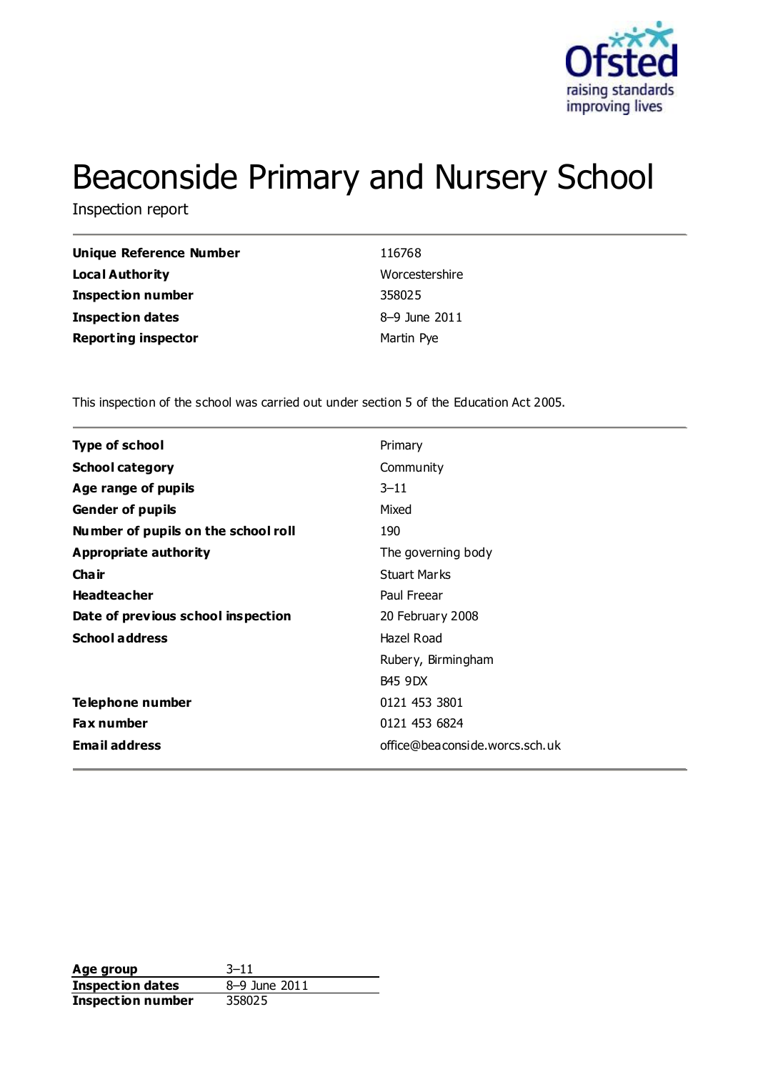# Beaconside Primary and Nursery School

Inspection report

| | |
|---|---|
| **Unique Reference Number** | 116768 |
| **Local Authority** | Worcestershire |
| **Inspection number** | 358025 |
| **Inspection dates** | 8–9 June 2011 |
| **Reporting inspector** | Martin Pye |

This inspection of the school was carried out under section 5 of the Education Act 2005.

| | |
|---|---|
| **Type of school** | Primary |
| **School category** | Community |
| **Age range of pupils** | 3–11 |
| **Gender of pupils** | Mixed |
| **Number of pupils on the school roll** | 190 |
| **Appropriate authority** | The governing body |
| **Chair** | Stuart Marks |
| **Headteacher** | Paul Freear |
| **Date of previous school inspection** | 20 February 2008 |
| **School address** | Hazel Road<br>Rubery, Birmingham<br>B45 9DX |
| **Telephone number** | 0121 453 3801 |
| **Fax number** | 0121 453 6824 |
| **Email address** | office@beaconside.worcs.sch.uk |

| | |
|---|---|
| **Age group** | 3–11 |
| **Inspection dates** | 8–9 June 2011 |
| **Inspection number** | 358025 |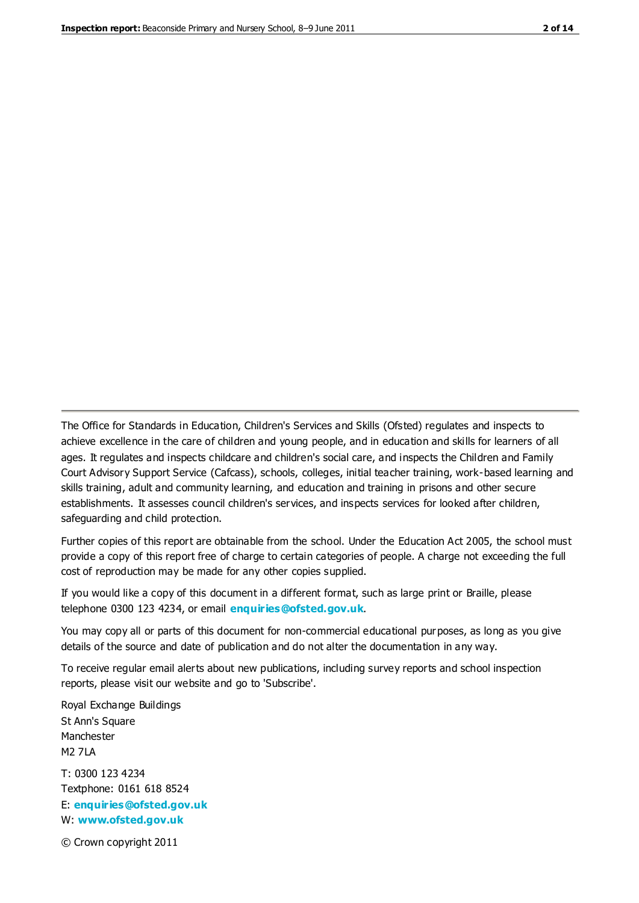The Office for Standards in Education, Children's Services and Skills (Ofsted) regulates and inspects to achieve excellence in the care of children and young people, and in education and skills for learners of all ages. It regulates and inspects childcare and children's social care, and inspects the Children and Family Court Advisory Support Service (Cafcass), schools, colleges, initial teacher training, work-based learning and skills training, adult and community learning, and education and training in prisons and other secure establishments. It assesses council children's services, and inspects services for looked after children, safeguarding and child protection.

Further copies of this report are obtainable from the school. Under the Education Act 2005, the school must provide a copy of this report free of charge to certain categories of people. A charge not exceeding the full cost of reproduction may be made for any other copies supplied.

If you would like a copy of this document in a different format, such as large print or Braille, please telephone 0300 123 4234, or email **enquiries@ofsted.gov.uk**.

You may copy all or parts of this document for non-commercial educational purposes, as long as you give details of the source and date of publication and do not alter the documentation in any way.

To receive regular email alerts about new publications, including survey reports and school inspection reports, please visit our website and go to 'Subscribe'.

Royal Exchange Buildings
St Ann's Square
Manchester
M2 7LA

T: 0300 123 4234
Textphone: 0161 618 8524
E: **enquiries@ofsted.gov.uk**
W: **www.ofsted.gov.uk**

© Crown copyright 2011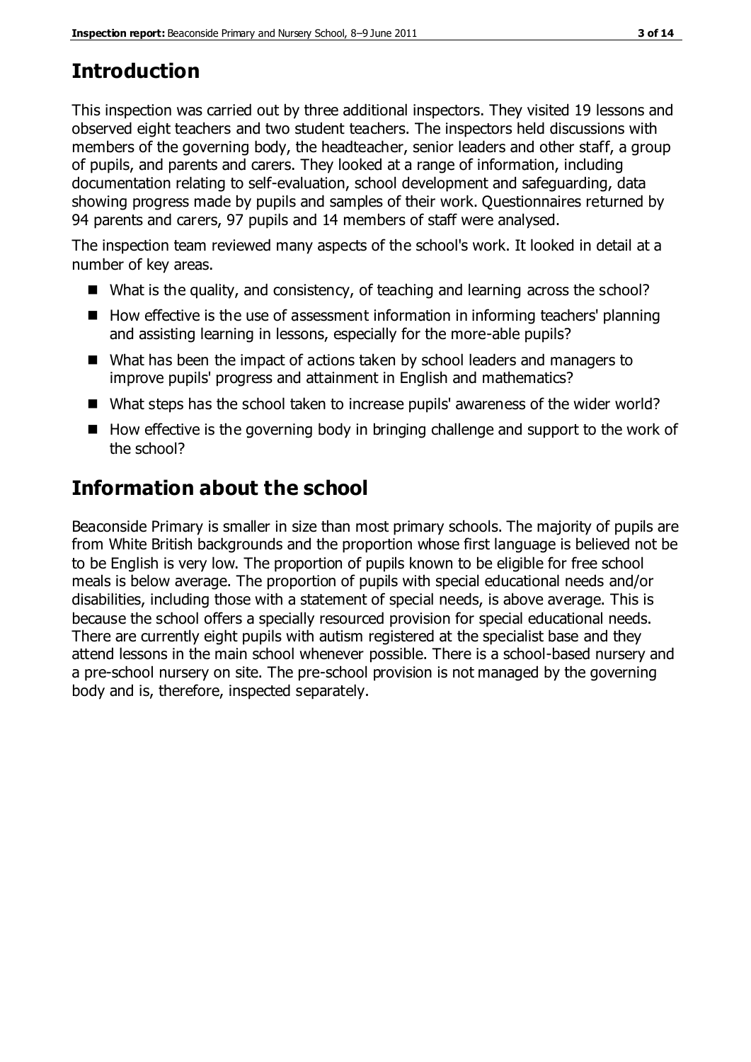## Introduction

This inspection was carried out by three additional inspectors. They visited 19 lessons and observed eight teachers and two student teachers. The inspectors held discussions with members of the governing body, the headteacher, senior leaders and other staff, a group of pupils, and parents and carers. They looked at a range of information, including documentation relating to self-evaluation, school development and safeguarding, data showing progress made by pupils and samples of their work. Questionnaires returned by 94 parents and carers, 97 pupils and 14 members of staff were analysed.

The inspection team reviewed many aspects of the school's work. It looked in detail at a number of key areas.

- What is the quality, and consistency, of teaching and learning across the school?
- How effective is the use of assessment information in informing teachers' planning and assisting learning in lessons, especially for the more-able pupils?
- What has been the impact of actions taken by school leaders and managers to improve pupils' progress and attainment in English and mathematics?
- What steps has the school taken to increase pupils' awareness of the wider world?
- How effective is the governing body in bringing challenge and support to the work of the school?

## Information about the school

Beaconside Primary is smaller in size than most primary schools. The majority of pupils are from White British backgrounds and the proportion whose first language is believed not be to be English is very low. The proportion of pupils known to be eligible for free school meals is below average. The proportion of pupils with special educational needs and/or disabilities, including those with a statement of special needs, is above average. This is because the school offers a specially resourced provision for special educational needs. There are currently eight pupils with autism registered at the specialist base and they attend lessons in the main school whenever possible. There is a school-based nursery and a pre-school nursery on site. The pre-school provision is not managed by the governing body and is, therefore, inspected separately.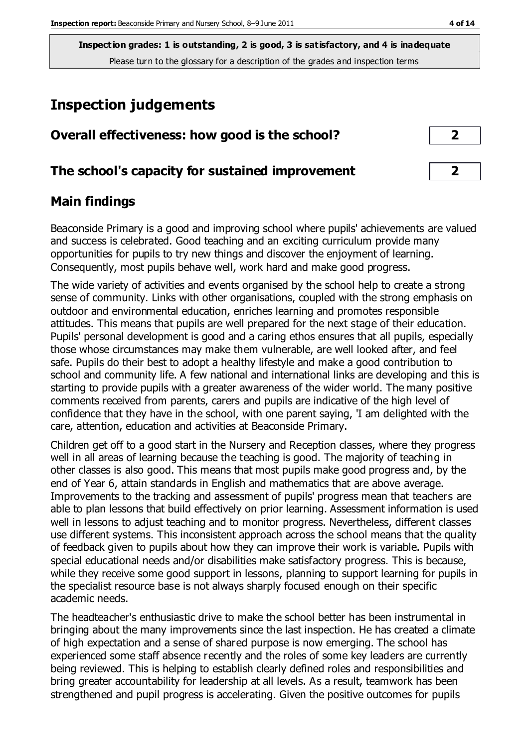Inspection grades: 1 is outstanding, 2 is good, 3 is satisfactory, and 4 is inadequate

Please turn to the glossary for a description of the grades and inspection terms

# Inspection judgements

| Overall effectiveness: how good is the school? | 2 |
|---|---|
| The school's capacity for sustained improvement | 2 |

## Main findings

Beaconside Primary is a good and improving school where pupils' achievements are valued and success is celebrated. Good teaching and an exciting curriculum provide many opportunities for pupils to try new things and discover the enjoyment of learning. Consequently, most pupils behave well, work hard and make good progress.

The wide variety of activities and events organised by the school help to create a strong sense of community. Links with other organisations, coupled with the strong emphasis on outdoor and environmental education, enriches learning and promotes responsible attitudes. This means that pupils are well prepared for the next stage of their education. Pupils' personal development is good and a caring ethos ensures that all pupils, especially those whose circumstances may make them vulnerable, are well looked after, and feel safe. Pupils do their best to adopt a healthy lifestyle and make a good contribution to school and community life. A few national and international links are developing and this is starting to provide pupils with a greater awareness of the wider world. The many positive comments received from parents, carers and pupils are indicative of the high level of confidence that they have in the school, with one parent saying, 'I am delighted with the care, attention, education and activities at Beaconside Primary.

Children get off to a good start in the Nursery and Reception classes, where they progress well in all areas of learning because the teaching is good. The majority of teaching in other classes is also good. This means that most pupils make good progress and, by the end of Year 6, attain standards in English and mathematics that are above average. Improvements to the tracking and assessment of pupils' progress mean that teachers are able to plan lessons that build effectively on prior learning. Assessment information is used well in lessons to adjust teaching and to monitor progress. Nevertheless, different classes use different systems. This inconsistent approach across the school means that the quality of feedback given to pupils about how they can improve their work is variable. Pupils with special educational needs and/or disabilities make satisfactory progress. This is because, while they receive some good support in lessons, planning to support learning for pupils in the specialist resource base is not always sharply focused enough on their specific academic needs.

The headteacher's enthusiastic drive to make the school better has been instrumental in bringing about the many improvements since the last inspection. He has created a climate of high expectation and a sense of shared purpose is now emerging. The school has experienced some staff absence recently and the roles of some key leaders are currently being reviewed. This is helping to establish clearly defined roles and responsibilities and bring greater accountability for leadership at all levels. As a result, teamwork has been strengthened and pupil progress is accelerating. Given the positive outcomes for pupils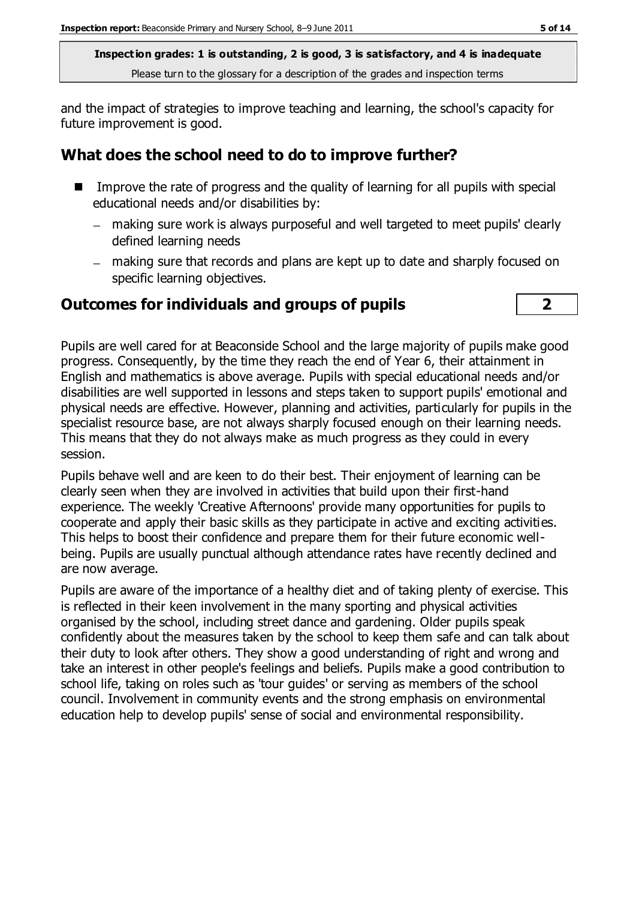and the impact of strategies to improve teaching and learning, the school's capacity for future improvement is good.

## What does the school need to do to improve further?

- Improve the rate of progress and the quality of learning for all pupils with special educational needs and/or disabilities by:
  - making sure work is always purposeful and well targeted to meet pupils' clearly defined learning needs
  - making sure that records and plans are kept up to date and sharply focused on specific learning objectives.

## Outcomes for individuals and groups of pupils — 2

Pupils are well cared for at Beaconside School and the large majority of pupils make good progress. Consequently, by the time they reach the end of Year 6, their attainment in English and mathematics is above average. Pupils with special educational needs and/or disabilities are well supported in lessons and steps taken to support pupils' emotional and physical needs are effective. However, planning and activities, particularly for pupils in the specialist resource base, are not always sharply focused enough on their learning needs. This means that they do not always make as much progress as they could in every session.

Pupils behave well and are keen to do their best. Their enjoyment of learning can be clearly seen when they are involved in activities that build upon their first-hand experience. The weekly 'Creative Afternoons' provide many opportunities for pupils to cooperate and apply their basic skills as they participate in active and exciting activities. This helps to boost their confidence and prepare them for their future economic well-being. Pupils are usually punctual although attendance rates have recently declined and are now average.

Pupils are aware of the importance of a healthy diet and of taking plenty of exercise. This is reflected in their keen involvement in the many sporting and physical activities organised by the school, including street dance and gardening. Older pupils speak confidently about the measures taken by the school to keep them safe and can talk about their duty to look after others. They show a good understanding of right and wrong and take an interest in other people's feelings and beliefs. Pupils make a good contribution to school life, taking on roles such as 'tour guides' or serving as members of the school council. Involvement in community events and the strong emphasis on environmental education help to develop pupils' sense of social and environmental responsibility.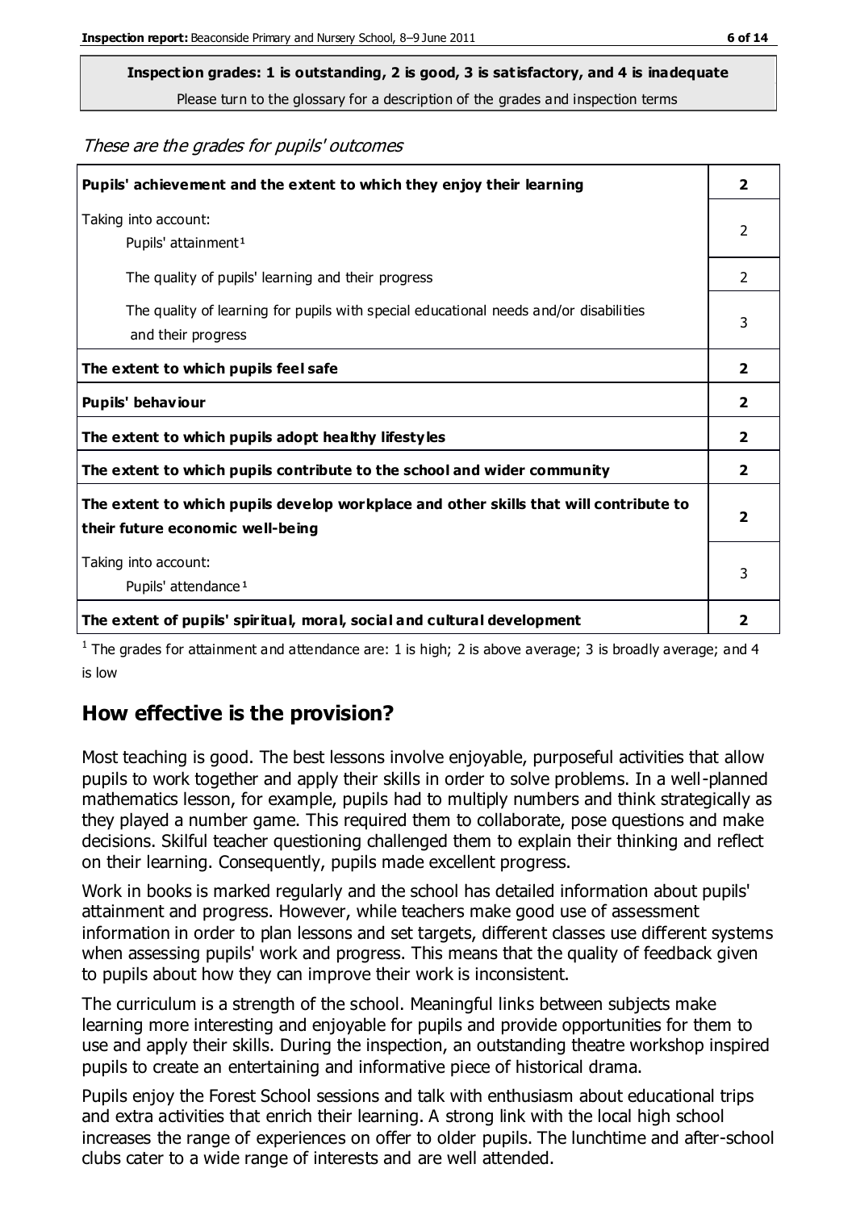**Inspection grades: 1 is outstanding, 2 is good, 3 is satisfactory, and 4 is inadequate**
Please turn to the glossary for a description of the grades and inspection terms

*These are the grades for pupils' outcomes*

| | |
|---|---|
| **Pupils' achievement and the extent to which they enjoy their learning** | **2** |
| Taking into account: Pupils' attainment[1] | 2 |
| The quality of pupils' learning and their progress | 2 |
| The quality of learning for pupils with special educational needs and/or disabilities and their progress | 3 |
| **The extent to which pupils feel safe** | **2** |
| **Pupils' behaviour** | **2** |
| **The extent to which pupils adopt healthy lifestyles** | **2** |
| **The extent to which pupils contribute to the school and wider community** | **2** |
| **The extent to which pupils develop workplace and other skills that will contribute to their future economic well-being** | **2** |
| Taking into account: Pupils' attendance[1] | 3 |
| **The extent of pupils' spiritual, moral, social and cultural development** | **2** |

[1] The grades for attainment and attendance are: 1 is high; 2 is above average; 3 is broadly average; and 4 is low

## How effective is the provision?

Most teaching is good. The best lessons involve enjoyable, purposeful activities that allow pupils to work together and apply their skills in order to solve problems. In a well-planned mathematics lesson, for example, pupils had to multiply numbers and think strategically as they played a number game. This required them to collaborate, pose questions and make decisions. Skilful teacher questioning challenged them to explain their thinking and reflect on their learning. Consequently, pupils made excellent progress.

Work in books is marked regularly and the school has detailed information about pupils' attainment and progress. However, while teachers make good use of assessment information in order to plan lessons and set targets, different classes use different systems when assessing pupils' work and progress. This means that the quality of feedback given to pupils about how they can improve their work is inconsistent.

The curriculum is a strength of the school. Meaningful links between subjects make learning more interesting and enjoyable for pupils and provide opportunities for them to use and apply their skills. During the inspection, an outstanding theatre workshop inspired pupils to create an entertaining and informative piece of historical drama.

Pupils enjoy the Forest School sessions and talk with enthusiasm about educational trips and extra activities that enrich their learning. A strong link with the local high school increases the range of experiences on offer to older pupils. The lunchtime and after-school clubs cater to a wide range of interests and are well attended.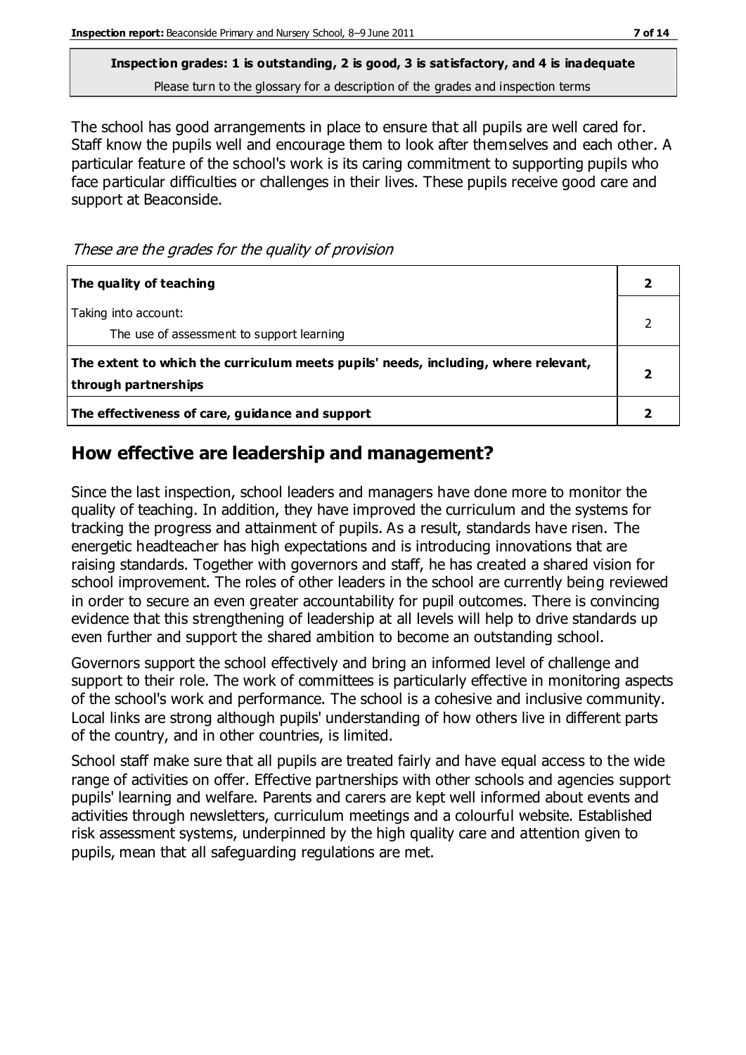**Inspection grades: 1 is outstanding, 2 is good, 3 is satisfactory, and 4 is inadequate**
Please turn to the glossary for a description of the grades and inspection terms

The school has good arrangements in place to ensure that all pupils are well cared for. Staff know the pupils well and encourage them to look after themselves and each other. A particular feature of the school's work is its caring commitment to supporting pupils who face particular difficulties or challenges in their lives. These pupils receive good care and support at Beaconside.

*These are the grades for the quality of provision*

| | |
|---|---|
| **The quality of teaching** | **2** |
| Taking into account:<br>The use of assessment to support learning | 2 |
| **The extent to which the curriculum meets pupils' needs, including, where relevant, through partnerships** | **2** |
| **The effectiveness of care, guidance and support** | **2** |

## How effective are leadership and management?

Since the last inspection, school leaders and managers have done more to monitor the quality of teaching. In addition, they have improved the curriculum and the systems for tracking the progress and attainment of pupils. As a result, standards have risen. The energetic headteacher has high expectations and is introducing innovations that are raising standards. Together with governors and staff, he has created a shared vision for school improvement. The roles of other leaders in the school are currently being reviewed in order to secure an even greater accountability for pupil outcomes. There is convincing evidence that this strengthening of leadership at all levels will help to drive standards up even further and support the shared ambition to become an outstanding school.

Governors support the school effectively and bring an informed level of challenge and support to their role. The work of committees is particularly effective in monitoring aspects of the school's work and performance. The school is a cohesive and inclusive community. Local links are strong although pupils' understanding of how others live in different parts of the country, and in other countries, is limited.

School staff make sure that all pupils are treated fairly and have equal access to the wide range of activities on offer. Effective partnerships with other schools and agencies support pupils' learning and welfare. Parents and carers are kept well informed about events and activities through newsletters, curriculum meetings and a colourful website. Established risk assessment systems, underpinned by the high quality care and attention given to pupils, mean that all safeguarding regulations are met.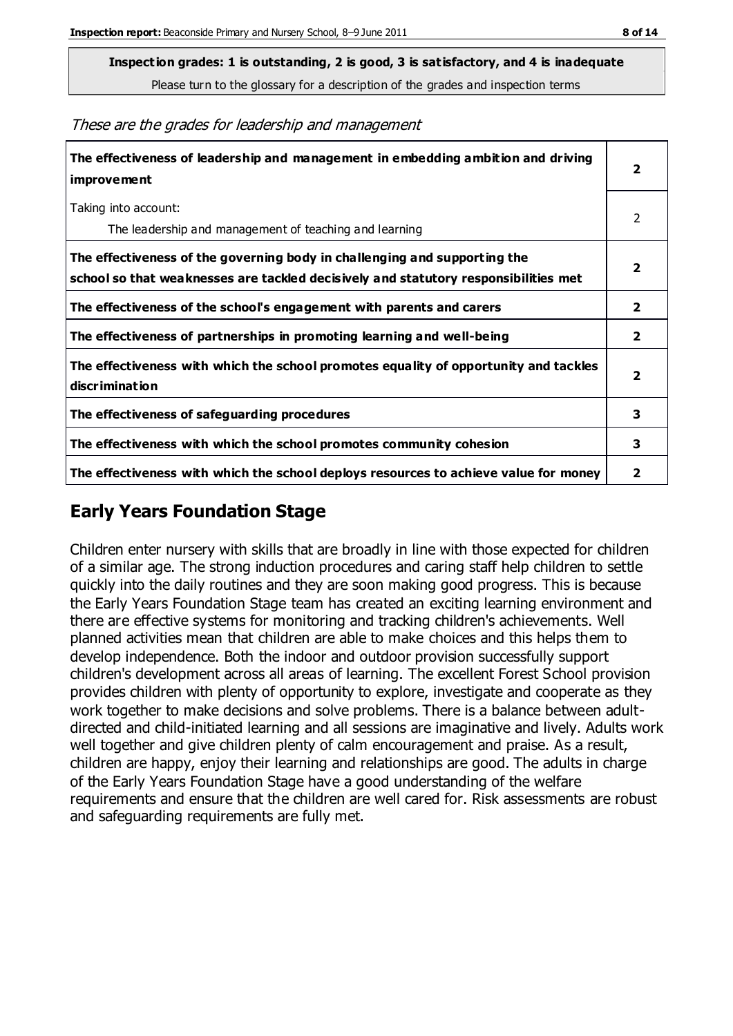**Inspection grades: 1 is outstanding, 2 is good, 3 is satisfactory, and 4 is inadequate**

Please turn to the glossary for a description of the grades and inspection terms

*These are the grades for leadership and management*

| | |
|---|---|
| **The effectiveness of leadership and management in embedding ambition and driving improvement** | **2** |
| Taking into account: The leadership and management of teaching and learning | 2 |
| **The effectiveness of the governing body in challenging and supporting the school so that weaknesses are tackled decisively and statutory responsibilities met** | **2** |
| **The effectiveness of the school's engagement with parents and carers** | **2** |
| **The effectiveness of partnerships in promoting learning and well-being** | **2** |
| **The effectiveness with which the school promotes equality of opportunity and tackles discrimination** | **2** |
| **The effectiveness of safeguarding procedures** | **3** |
| **The effectiveness with which the school promotes community cohesion** | **3** |
| **The effectiveness with which the school deploys resources to achieve value for money** | **2** |

## Early Years Foundation Stage

Children enter nursery with skills that are broadly in line with those expected for children of a similar age. The strong induction procedures and caring staff help children to settle quickly into the daily routines and they are soon making good progress. This is because the Early Years Foundation Stage team has created an exciting learning environment and there are effective systems for monitoring and tracking children's achievements. Well planned activities mean that children are able to make choices and this helps them to develop independence. Both the indoor and outdoor provision successfully support children's development across all areas of learning. The excellent Forest School provision provides children with plenty of opportunity to explore, investigate and cooperate as they work together to make decisions and solve problems. There is a balance between adult-directed and child-initiated learning and all sessions are imaginative and lively. Adults work well together and give children plenty of calm encouragement and praise. As a result, children are happy, enjoy their learning and relationships are good. The adults in charge of the Early Years Foundation Stage have a good understanding of the welfare requirements and ensure that the children are well cared for. Risk assessments are robust and safeguarding requirements are fully met.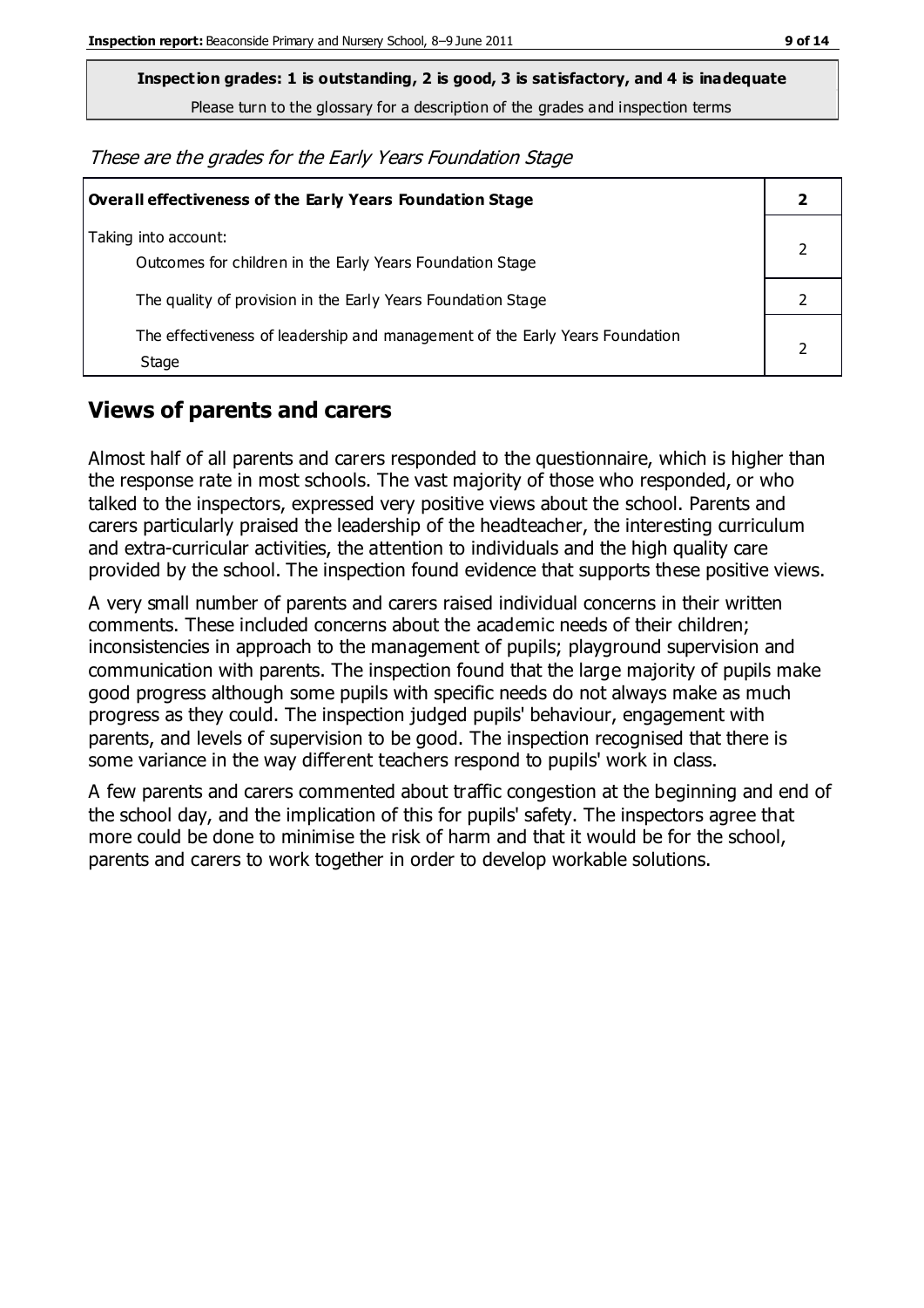**Inspection grades: 1 is outstanding, 2 is good, 3 is satisfactory, and 4 is inadequate**

Please turn to the glossary for a description of the grades and inspection terms

*These are the grades for the Early Years Foundation Stage*

| **Overall effectiveness of the Early Years Foundation Stage** | **2** |
|---|---|
| Taking into account:<br>Outcomes for children in the Early Years Foundation Stage | 2 |
| The quality of provision in the Early Years Foundation Stage | 2 |
| The effectiveness of leadership and management of the Early Years Foundation Stage | 2 |

## Views of parents and carers

Almost half of all parents and carers responded to the questionnaire, which is higher than the response rate in most schools. The vast majority of those who responded, or who talked to the inspectors, expressed very positive views about the school. Parents and carers particularly praised the leadership of the headteacher, the interesting curriculum and extra-curricular activities, the attention to individuals and the high quality care provided by the school. The inspection found evidence that supports these positive views.

A very small number of parents and carers raised individual concerns in their written comments. These included concerns about the academic needs of their children; inconsistencies in approach to the management of pupils; playground supervision and communication with parents. The inspection found that the large majority of pupils make good progress although some pupils with specific needs do not always make as much progress as they could. The inspection judged pupils' behaviour, engagement with parents, and levels of supervision to be good. The inspection recognised that there is some variance in the way different teachers respond to pupils' work in class.

A few parents and carers commented about traffic congestion at the beginning and end of the school day, and the implication of this for pupils' safety. The inspectors agree that more could be done to minimise the risk of harm and that it would be for the school, parents and carers to work together in order to develop workable solutions.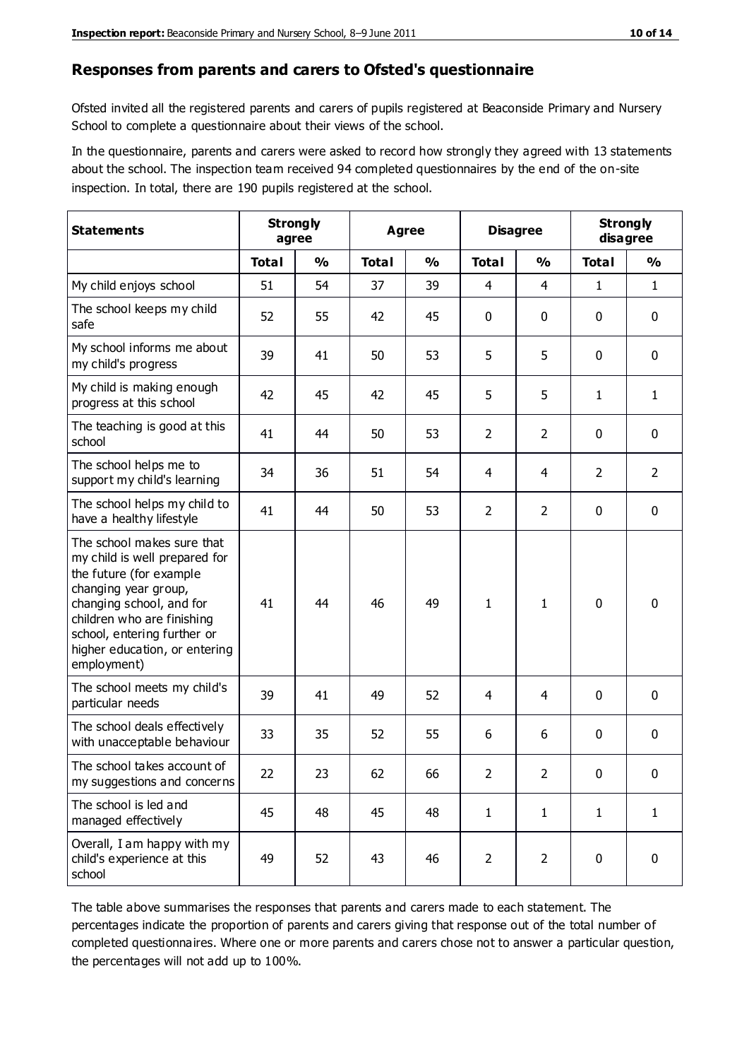## Responses from parents and carers to Ofsted's questionnaire

Ofsted invited all the registered parents and carers of pupils registered at Beaconside Primary and Nursery School to complete a questionnaire about their views of the school.

In the questionnaire, parents and carers were asked to record how strongly they agreed with 13 statements about the school. The inspection team received 94 completed questionnaires by the end of the on-site inspection. In total, there are 190 pupils registered at the school.

| Statements | Strongly agree | | Agree | | Disagree | | Strongly disagree | |
|---|---|---|---|---|---|---|---|---|
| | Total | % | Total | % | Total | % | Total | % |
| My child enjoys school | 51 | 54 | 37 | 39 | 4 | 4 | 1 | 1 |
| The school keeps my child safe | 52 | 55 | 42 | 45 | 0 | 0 | 0 | 0 |
| My school informs me about my child's progress | 39 | 41 | 50 | 53 | 5 | 5 | 0 | 0 |
| My child is making enough progress at this school | 42 | 45 | 42 | 45 | 5 | 5 | 1 | 1 |
| The teaching is good at this school | 41 | 44 | 50 | 53 | 2 | 2 | 0 | 0 |
| The school helps me to support my child's learning | 34 | 36 | 51 | 54 | 4 | 4 | 2 | 2 |
| The school helps my child to have a healthy lifestyle | 41 | 44 | 50 | 53 | 2 | 2 | 0 | 0 |
| The school makes sure that my child is well prepared for the future (for example changing year group, changing school, and for children who are finishing school, entering further or higher education, or entering employment) | 41 | 44 | 46 | 49 | 1 | 1 | 0 | 0 |
| The school meets my child's particular needs | 39 | 41 | 49 | 52 | 4 | 4 | 0 | 0 |
| The school deals effectively with unacceptable behaviour | 33 | 35 | 52 | 55 | 6 | 6 | 0 | 0 |
| The school takes account of my suggestions and concerns | 22 | 23 | 62 | 66 | 2 | 2 | 0 | 0 |
| The school is led and managed effectively | 45 | 48 | 45 | 48 | 1 | 1 | 1 | 1 |
| Overall, I am happy with my child's experience at this school | 49 | 52 | 43 | 46 | 2 | 2 | 0 | 0 |

The table above summarises the responses that parents and carers made to each statement. The percentages indicate the proportion of parents and carers giving that response out of the total number of completed questionnaires. Where one or more parents and carers chose not to answer a particular question, the percentages will not add up to 100%.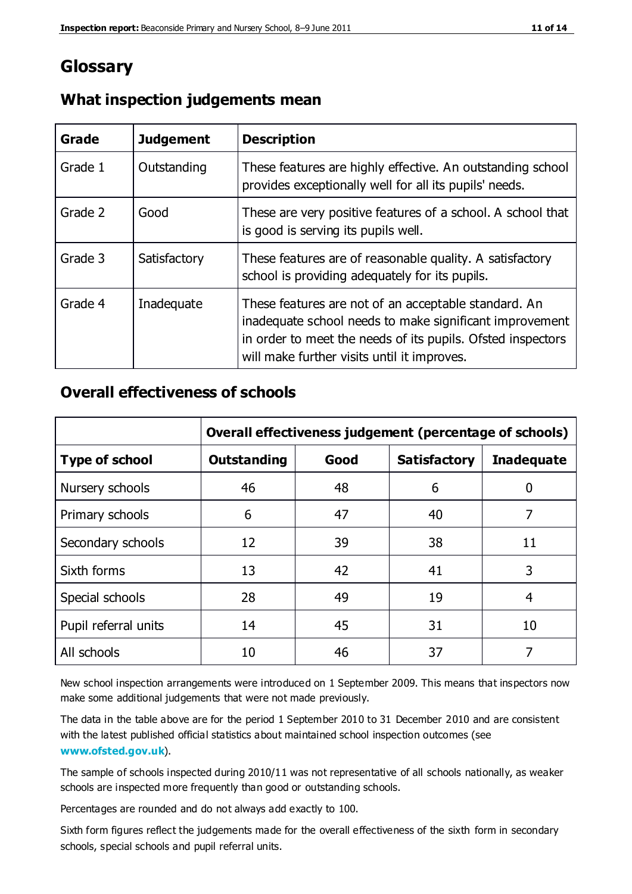# Glossary

## What inspection judgements mean

| Grade | Judgement | Description |
|---|---|---|
| Grade 1 | Outstanding | These features are highly effective. An outstanding school provides exceptionally well for all its pupils' needs. |
| Grade 2 | Good | These are very positive features of a school. A school that is good is serving its pupils well. |
| Grade 3 | Satisfactory | These features are of reasonable quality. A satisfactory school is providing adequately for its pupils. |
| Grade 4 | Inadequate | These features are not of an acceptable standard. An inadequate school needs to make significant improvement in order to meet the needs of its pupils. Ofsted inspectors will make further visits until it improves. |

## Overall effectiveness of schools

| | Overall effectiveness judgement (percentage of schools) | | | |
|---|---|---|---|---|
| **Type of school** | **Outstanding** | **Good** | **Satisfactory** | **Inadequate** |
| Nursery schools | 46 | 48 | 6 | 0 |
| Primary schools | 6 | 47 | 40 | 7 |
| Secondary schools | 12 | 39 | 38 | 11 |
| Sixth forms | 13 | 42 | 41 | 3 |
| Special schools | 28 | 49 | 19 | 4 |
| Pupil referral units | 14 | 45 | 31 | 10 |
| All schools | 10 | 46 | 37 | 7 |

New school inspection arrangements were introduced on 1 September 2009. This means that inspectors now make some additional judgements that were not made previously.

The data in the table above are for the period 1 September 2010 to 31 December 2010 and are consistent with the latest published official statistics about maintained school inspection outcomes (see **www.ofsted.gov.uk**).

The sample of schools inspected during 2010/11 was not representative of all schools nationally, as weaker schools are inspected more frequently than good or outstanding schools.

Percentages are rounded and do not always add exactly to 100.

Sixth form figures reflect the judgements made for the overall effectiveness of the sixth form in secondary schools, special schools and pupil referral units.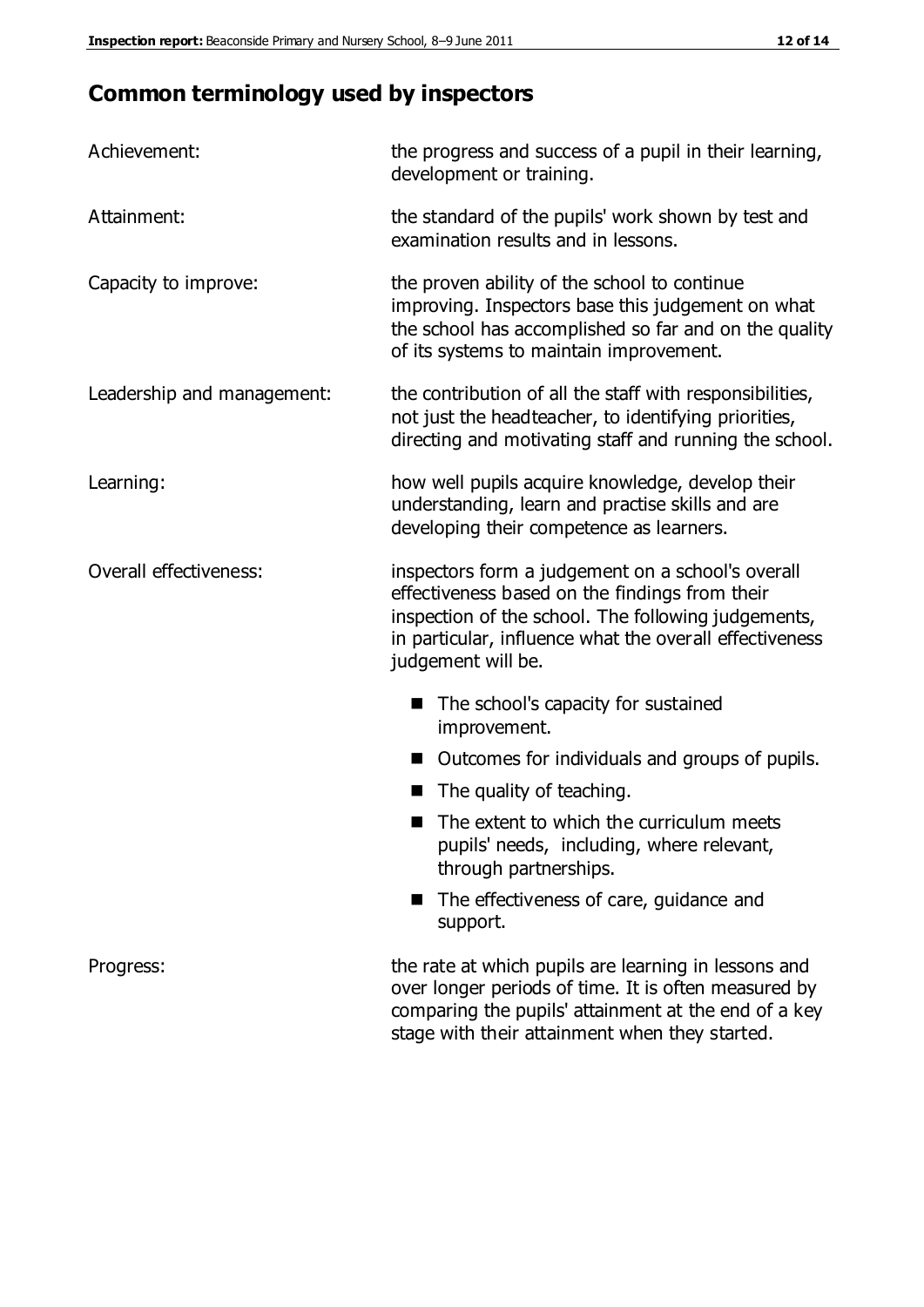## Common terminology used by inspectors

**Achievement:** the progress and success of a pupil in their learning, development or training.

**Attainment:** the standard of the pupils' work shown by test and examination results and in lessons.

**Capacity to improve:** the proven ability of the school to continue improving. Inspectors base this judgement on what the school has accomplished so far and on the quality of its systems to maintain improvement.

**Leadership and management:** the contribution of all the staff with responsibilities, not just the headteacher, to identifying priorities, directing and motivating staff and running the school.

**Learning:** how well pupils acquire knowledge, develop their understanding, learn and practise skills and are developing their competence as learners.

**Overall effectiveness:** inspectors form a judgement on a school's overall effectiveness based on the findings from their inspection of the school. The following judgements, in particular, influence what the overall effectiveness judgement will be.

- The school's capacity for sustained improvement.
- Outcomes for individuals and groups of pupils.
- The quality of teaching.
- The extent to which the curriculum meets pupils' needs, including, where relevant, through partnerships.
- The effectiveness of care, guidance and support.

**Progress:** the rate at which pupils are learning in lessons and over longer periods of time. It is often measured by comparing the pupils' attainment at the end of a key stage with their attainment when they started.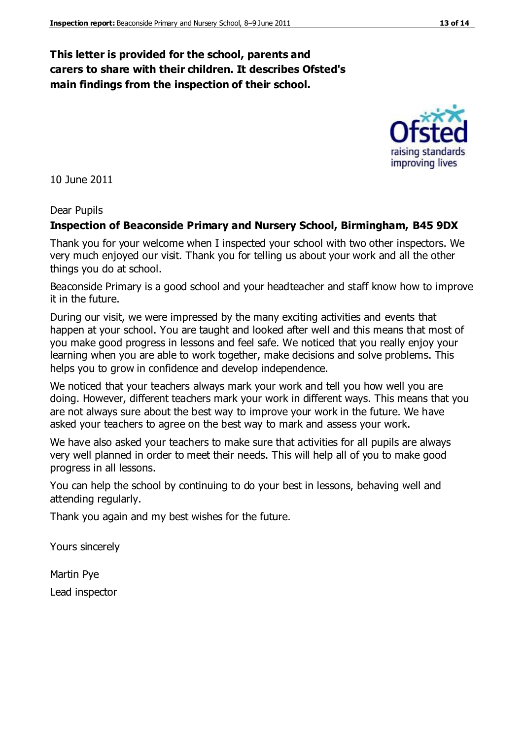**This letter is provided for the school, parents and carers to share with their children. It describes Ofsted's main findings from the inspection of their school.**

10 June 2011

Dear Pupils

**Inspection of Beaconside Primary and Nursery School, Birmingham, B45 9DX**

Thank you for your welcome when I inspected your school with two other inspectors. We very much enjoyed our visit. Thank you for telling us about your work and all the other things you do at school.

Beaconside Primary is a good school and your headteacher and staff know how to improve it in the future.

During our visit, we were impressed by the many exciting activities and events that happen at your school. You are taught and looked after well and this means that most of you make good progress in lessons and feel safe. We noticed that you really enjoy your learning when you are able to work together, make decisions and solve problems. This helps you to grow in confidence and develop independence.

We noticed that your teachers always mark your work and tell you how well you are doing. However, different teachers mark your work in different ways. This means that you are not always sure about the best way to improve your work in the future. We have asked your teachers to agree on the best way to mark and assess your work.

We have also asked your teachers to make sure that activities for all pupils are always very well planned in order to meet their needs. This will help all of you to make good progress in all lessons.

You can help the school by continuing to do your best in lessons, behaving well and attending regularly.

Thank you again and my best wishes for the future.

Yours sincerely

Martin Pye

Lead inspector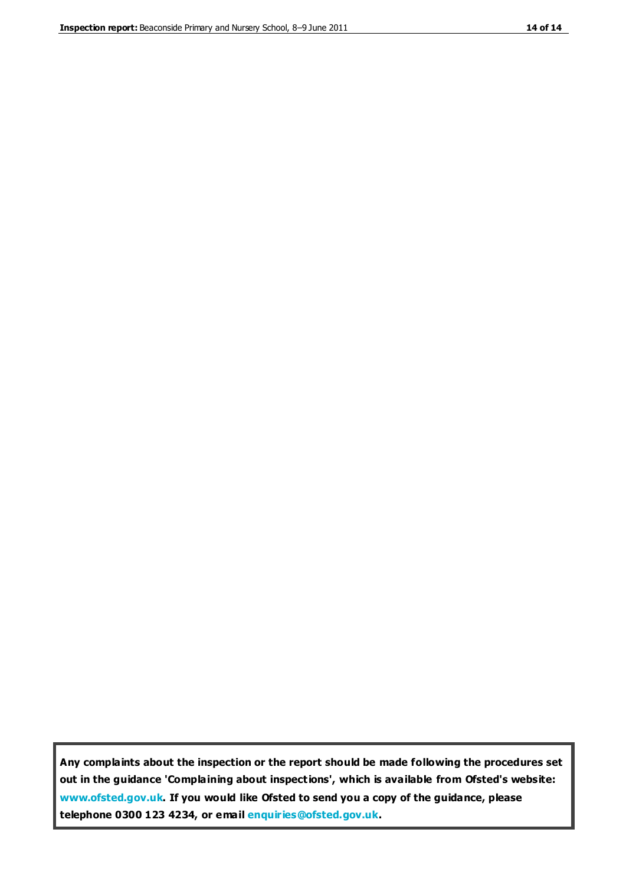**Any complaints about the inspection or the report should be made following the procedures set out in the guidance 'Complaining about inspections', which is available from Ofsted's website: www.ofsted.gov.uk. If you would like Ofsted to send you a copy of the guidance, please telephone 0300 123 4234, or email enquiries@ofsted.gov.uk.**